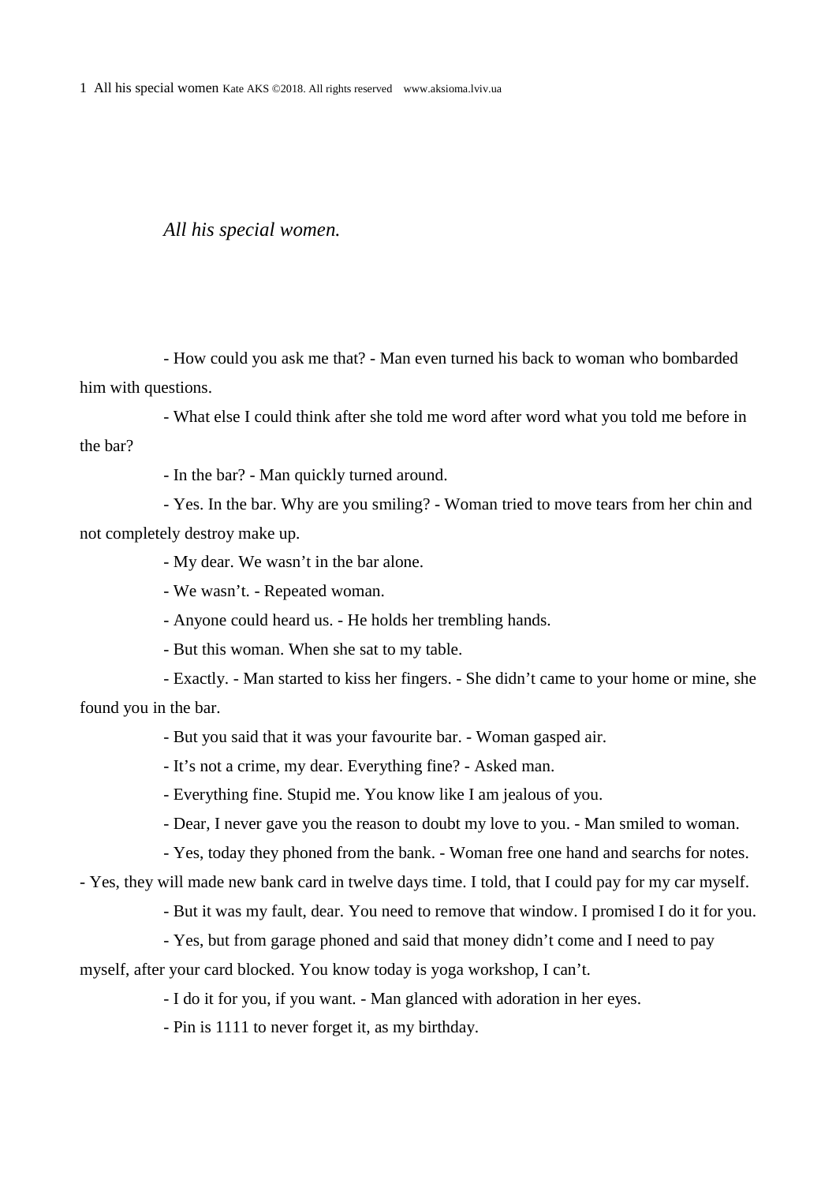*All his special women.*

- How could you ask me that? - Man even turned his back to woman who bombarded him with questions.

- What else I could think after she told me word after word what you told me before in the bar?

- In the bar? - Man quickly turned around.

- Yes. In the bar. Why are you smiling? - Woman tried to move tears from her chin and not completely destroy make up.

- My dear. We wasn't in the bar alone.

- We wasn't. - Repeated woman.

- Anyone could heard us. - He holds her trembling hands.

- But this woman. When she sat to my table.

- Exactly. - Man started to kiss her fingers. - She didn't came to your home or mine, she found you in the bar.

- But you said that it was your favourite bar. - Woman gasped air.

- It's not a crime, my dear. Everything fine? - Asked man.

- Everything fine. Stupid me. You know like I am jealous of you.

- Dear, I never gave you the reason to doubt my love to you. - Man smiled to woman.

- Yes, today they phoned from the bank. - Woman free one hand and searchs for notes. - Yes, they will made new bank card in twelve days time. I told, that I could pay for my car myself.

- But it was my fault, dear. You need to remove that window. I promised I do it for you.

- Yes, but from garage phoned and said that money didn't come and I need to pay myself, after your card blocked. You know today is yoga workshop, I can't.

- I do it for you, if you want. - Man glanced with adoration in her eyes.

- Pin is 1111 to never forget it, as my birthday.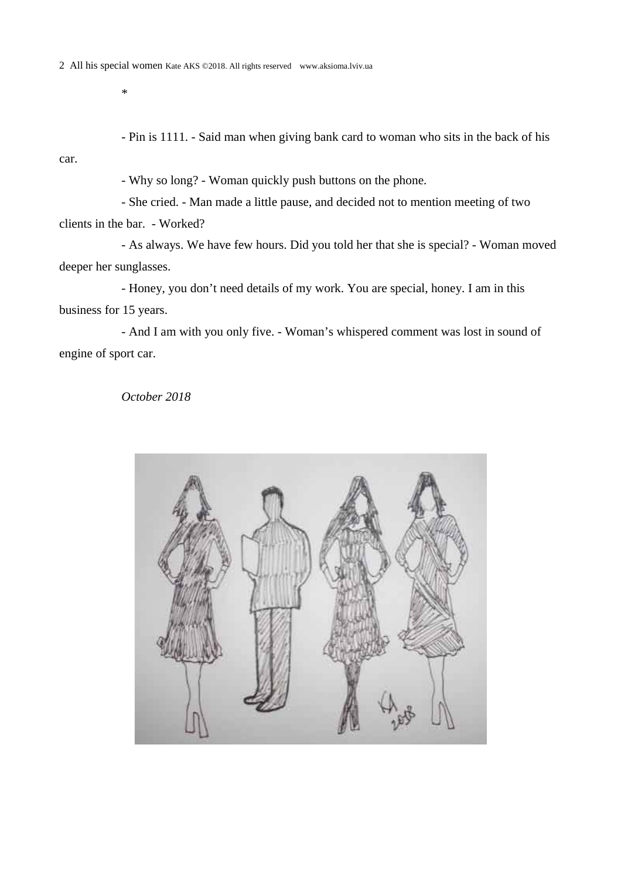*

- Pin is 1111. - Said man when giving bank card to woman who sits in the back of his car.

- Why so long? - Woman quickly push buttons on the phone.

- She cried. - Man made a little pause, and decided not to mention meeting of two clients in the bar.  - Worked?

- As always. We have few hours. Did you told her that she is special? - Woman moved deeper her sunglasses.

- Honey, you don't need details of my work. You are special, honey. I am in this business for 15 years.

- And I am with you only five. - Woman's whispered comment was lost in sound of engine of sport car.

*October 2018*